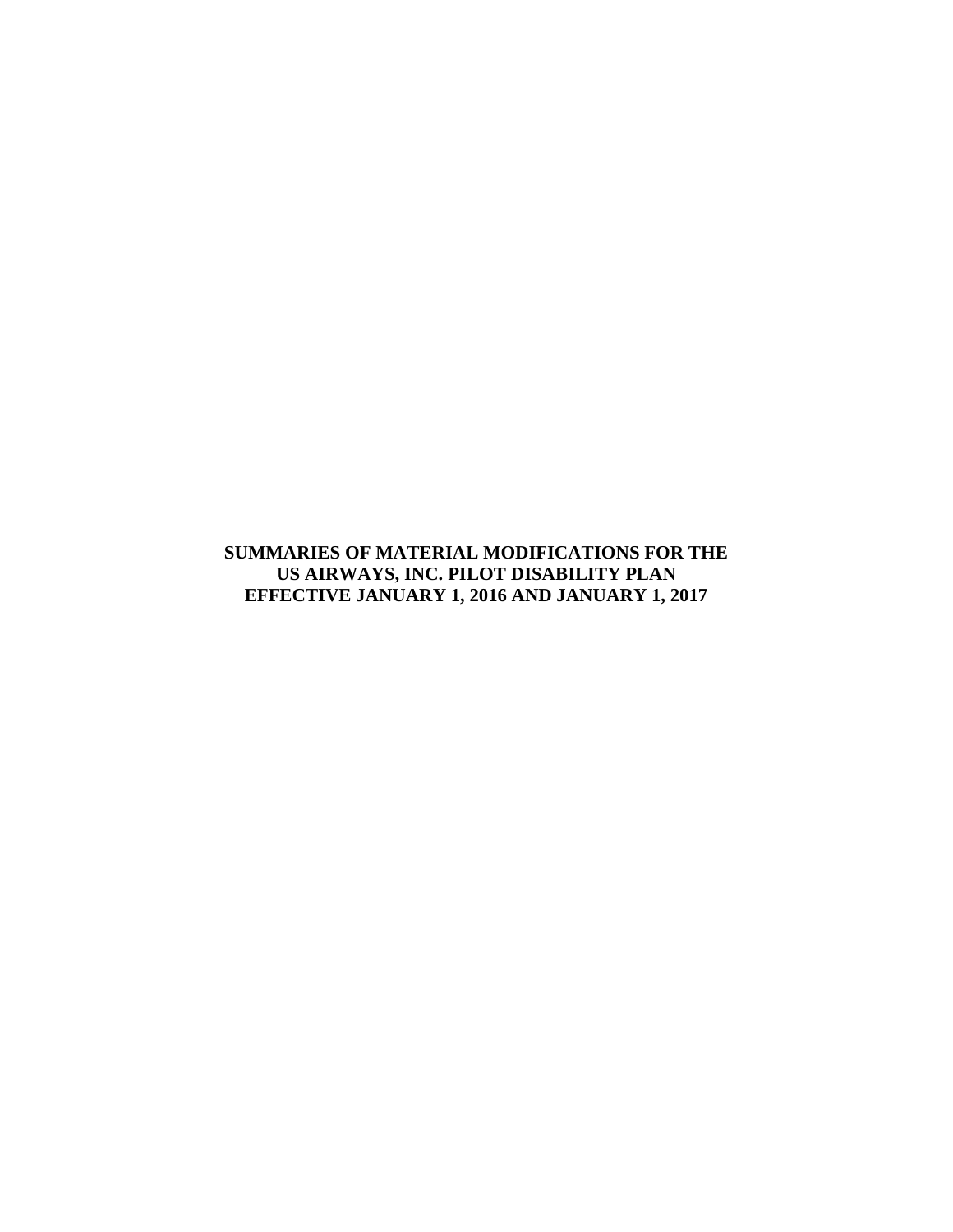# SUMMARIES OF MATERIAL MODIFICATIONS FOR THE US AIRWAYS, INC. PILOT DISABILITY PLAN EFFECTIVE JANUARY 1, 2016 AND JANUARY 1, 2017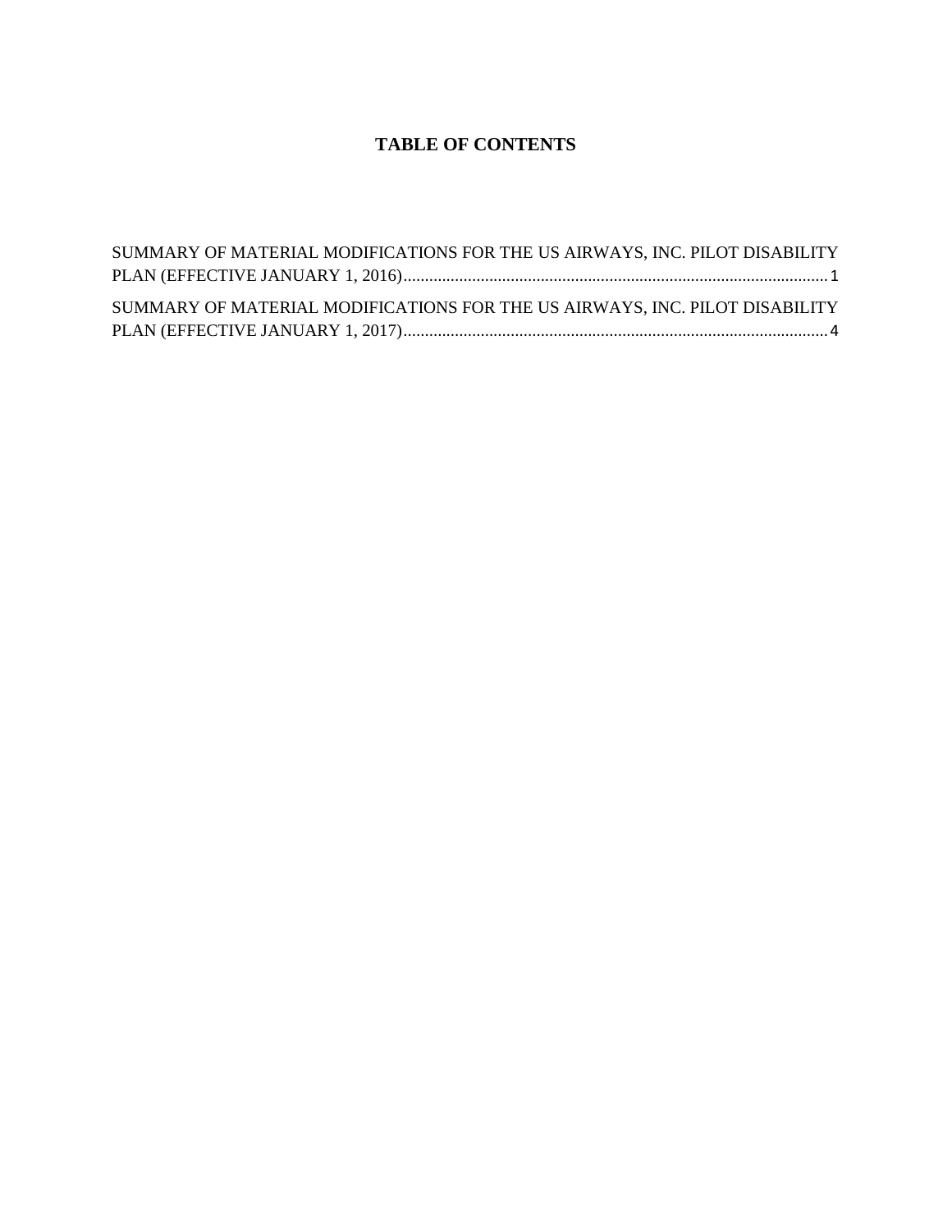# TABLE OF CONTENTS

SUMMARY OF MATERIAL MODIFICATIONS FOR THE US AIRWAYS, INC. PILOT DISABILITY PLAN (EFFECTIVE JANUARY 1, 2016).................................................................................................. 1

SUMMARY OF MATERIAL MODIFICATIONS FOR THE US AIRWAYS, INC. PILOT DISABILITY PLAN (EFFECTIVE JANUARY 1, 2017).................................................................................................. 4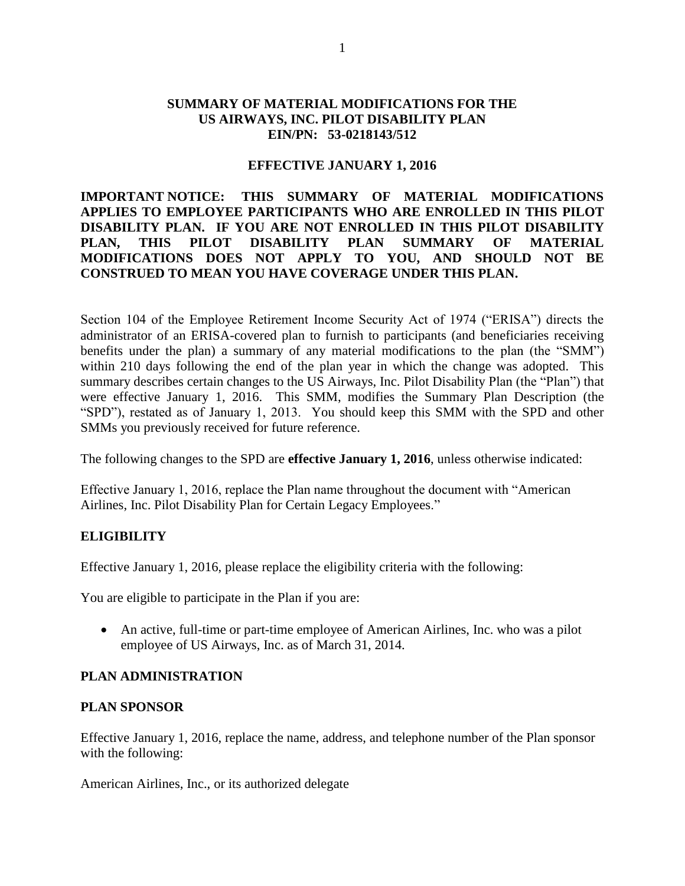**SUMMARY OF MATERIAL MODIFICATIONS FOR THE US AIRWAYS, INC. PILOT DISABILITY PLAN EIN/PN: 53-0218143/512**

**EFFECTIVE JANUARY 1, 2016**

**IMPORTANT NOTICE: THIS SUMMARY OF MATERIAL MODIFICATIONS APPLIES TO EMPLOYEE PARTICIPANTS WHO ARE ENROLLED IN THIS PILOT DISABILITY PLAN. IF YOU ARE NOT ENROLLED IN THIS PILOT DISABILITY PLAN, THIS PILOT DISABILITY PLAN SUMMARY OF MATERIAL MODIFICATIONS DOES NOT APPLY TO YOU, AND SHOULD NOT BE CONSTRUED TO MEAN YOU HAVE COVERAGE UNDER THIS PLAN.**

Section 104 of the Employee Retirement Income Security Act of 1974 ("ERISA") directs the administrator of an ERISA-covered plan to furnish to participants (and beneficiaries receiving benefits under the plan) a summary of any material modifications to the plan (the "SMM") within 210 days following the end of the plan year in which the change was adopted. This summary describes certain changes to the US Airways, Inc. Pilot Disability Plan (the "Plan") that were effective January 1, 2016. This SMM, modifies the Summary Plan Description (the "SPD"), restated as of January 1, 2013. You should keep this SMM with the SPD and other SMMs you previously received for future reference.

The following changes to the SPD are **effective January 1, 2016**, unless otherwise indicated:

Effective January 1, 2016, replace the Plan name throughout the document with "American Airlines, Inc. Pilot Disability Plan for Certain Legacy Employees."

## ELIGIBILITY

Effective January 1, 2016, please replace the eligibility criteria with the following:

You are eligible to participate in the Plan if you are:

- An active, full-time or part-time employee of American Airlines, Inc. who was a pilot employee of US Airways, Inc. as of March 31, 2014.

## PLAN ADMINISTRATION

## PLAN SPONSOR

Effective January 1, 2016, replace the name, address, and telephone number of the Plan sponsor with the following:

American Airlines, Inc., or its authorized delegate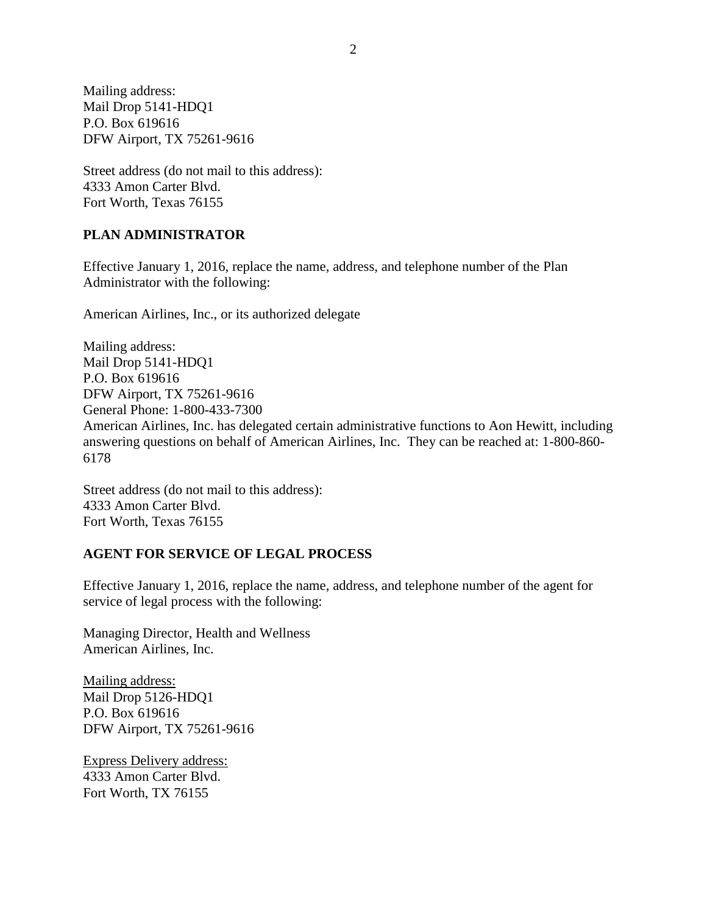Mailing address:
Mail Drop 5141-HDQ1
P.O. Box 619616
DFW Airport, TX 75261-9616

Street address (do not mail to this address):
4333 Amon Carter Blvd.
Fort Worth, Texas 76155

**PLAN ADMINISTRATOR**

Effective January 1, 2016, replace the name, address, and telephone number of the Plan Administrator with the following:

American Airlines, Inc., or its authorized delegate

Mailing address:
Mail Drop 5141-HDQ1
P.O. Box 619616
DFW Airport, TX 75261-9616
General Phone: 1-800-433-7300
American Airlines, Inc. has delegated certain administrative functions to Aon Hewitt, including answering questions on behalf of American Airlines, Inc. They can be reached at: 1-800-860-6178

Street address (do not mail to this address):
4333 Amon Carter Blvd.
Fort Worth, Texas 76155

**AGENT FOR SERVICE OF LEGAL PROCESS**

Effective January 1, 2016, replace the name, address, and telephone number of the agent for service of legal process with the following:

Managing Director, Health and Wellness
American Airlines, Inc.

<u>Mailing address:</u>
Mail Drop 5126-HDQ1
P.O. Box 619616
DFW Airport, TX 75261-9616

<u>Express Delivery address:</u>
4333 Amon Carter Blvd.
Fort Worth, TX 76155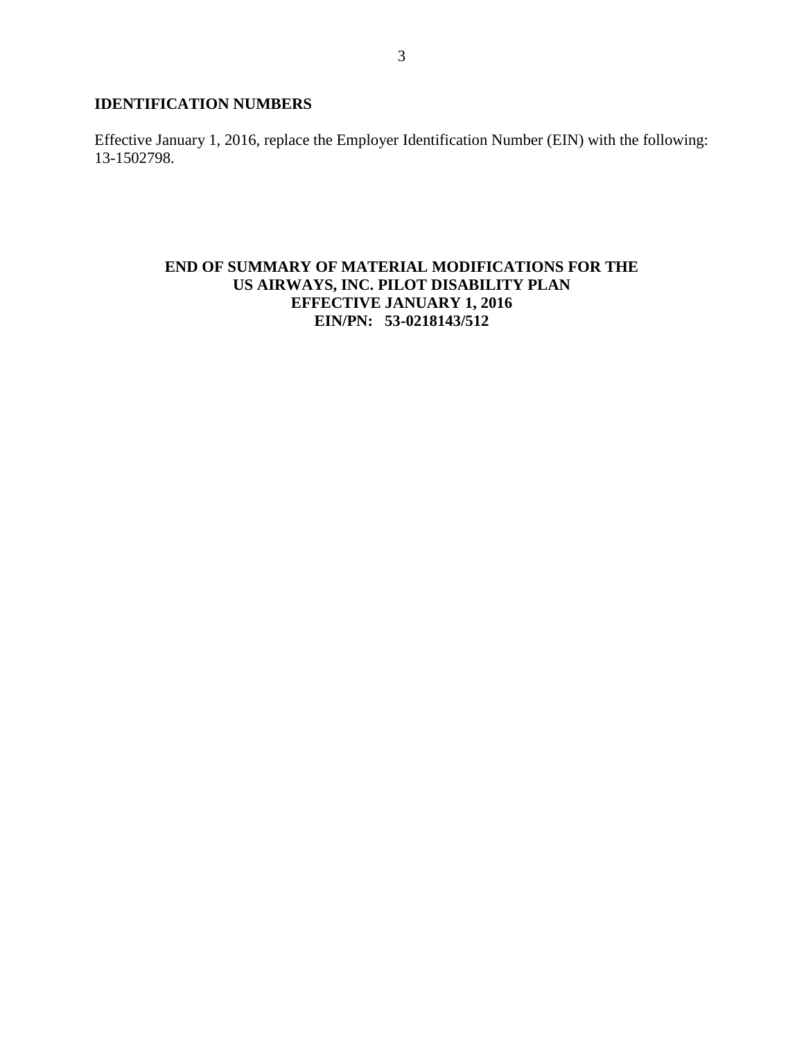## IDENTIFICATION NUMBERS

Effective January 1, 2016, replace the Employer Identification Number (EIN) with the following: 13-1502798.

**END OF SUMMARY OF MATERIAL MODIFICATIONS FOR THE US AIRWAYS, INC. PILOT DISABILITY PLAN EFFECTIVE JANUARY 1, 2016 EIN/PN: 53-0218143/512**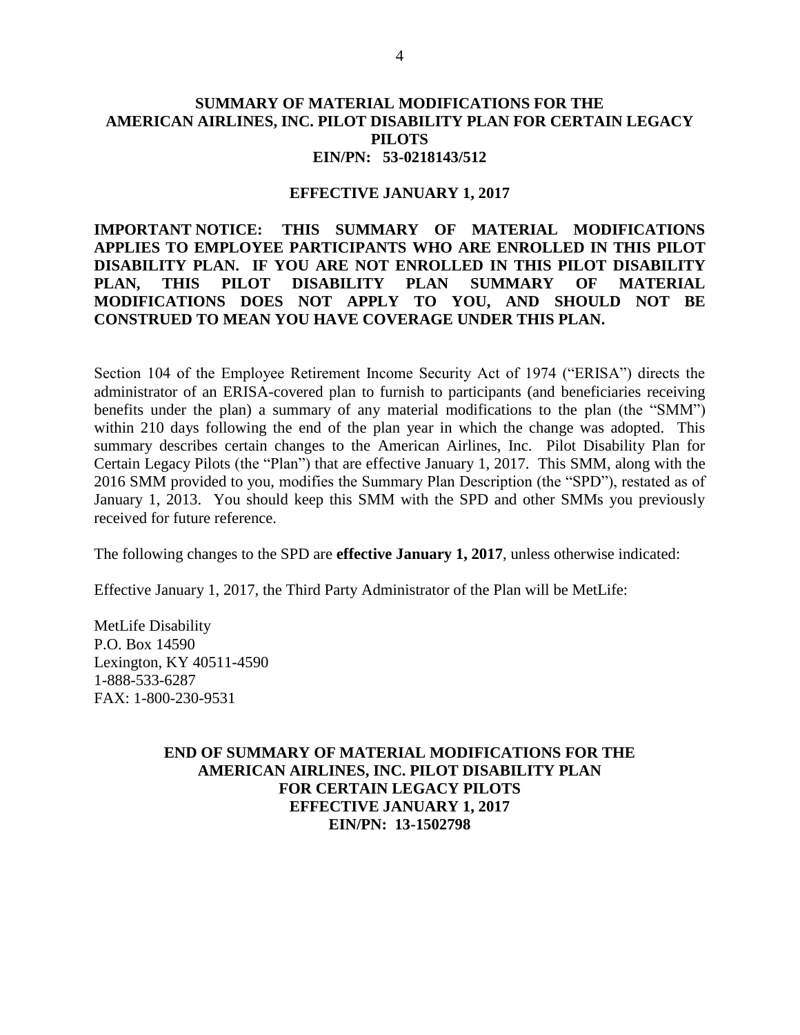# SUMMARY OF MATERIAL MODIFICATIONS FOR THE AMERICAN AIRLINES, INC. PILOT DISABILITY PLAN FOR CERTAIN LEGACY PILOTS

**EIN/PN: 53-0218143/512**

**EFFECTIVE JANUARY 1, 2017**

**IMPORTANT NOTICE: THIS SUMMARY OF MATERIAL MODIFICATIONS APPLIES TO EMPLOYEE PARTICIPANTS WHO ARE ENROLLED IN THIS PILOT DISABILITY PLAN. IF YOU ARE NOT ENROLLED IN THIS PILOT DISABILITY PLAN, THIS PILOT DISABILITY PLAN SUMMARY OF MATERIAL MODIFICATIONS DOES NOT APPLY TO YOU, AND SHOULD NOT BE CONSTRUED TO MEAN YOU HAVE COVERAGE UNDER THIS PLAN.**

Section 104 of the Employee Retirement Income Security Act of 1974 ("ERISA") directs the administrator of an ERISA-covered plan to furnish to participants (and beneficiaries receiving benefits under the plan) a summary of any material modifications to the plan (the "SMM") within 210 days following the end of the plan year in which the change was adopted. This summary describes certain changes to the American Airlines, Inc. Pilot Disability Plan for Certain Legacy Pilots (the "Plan") that are effective January 1, 2017. This SMM, along with the 2016 SMM provided to you, modifies the Summary Plan Description (the "SPD"), restated as of January 1, 2013. You should keep this SMM with the SPD and other SMMs you previously received for future reference.

The following changes to the SPD are **effective January 1, 2017**, unless otherwise indicated:

Effective January 1, 2017, the Third Party Administrator of the Plan will be MetLife:

MetLife Disability
P.O. Box 14590
Lexington, KY 40511-4590
1-888-533-6287
FAX: 1-800-230-9531

**END OF SUMMARY OF MATERIAL MODIFICATIONS FOR THE AMERICAN AIRLINES, INC. PILOT DISABILITY PLAN FOR CERTAIN LEGACY PILOTS**
**EFFECTIVE JANUARY 1, 2017**
**EIN/PN: 13-1502798**